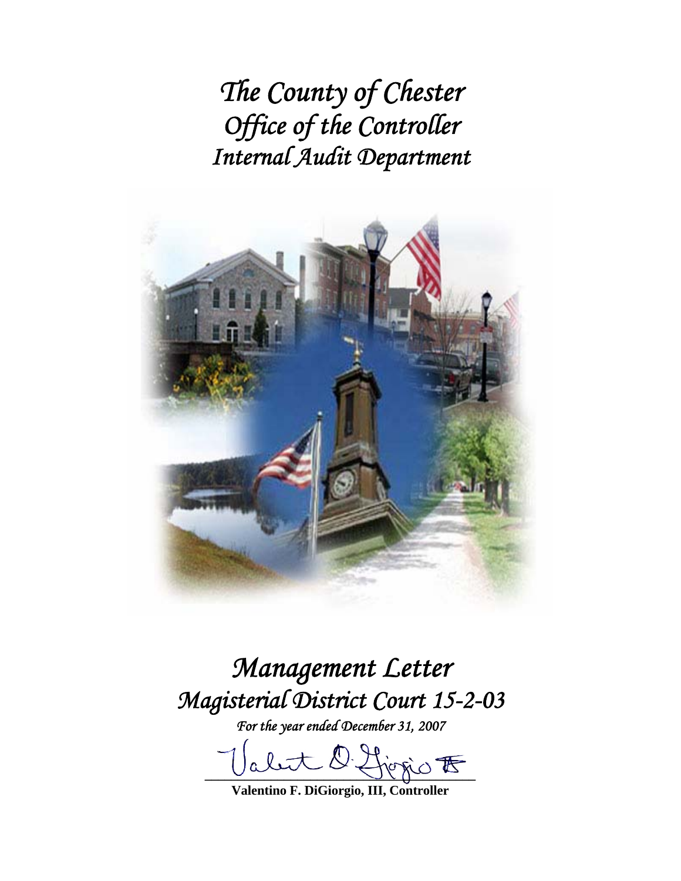# *The County of Chester*
# *Office of the Controller*
# *Internal Audit Department*

# *Management Letter*
# *Magisterial District Court 15-2-03*

*For the year ended December 31, 2007*

**Valentino F. DiGiorgio, III, Controller**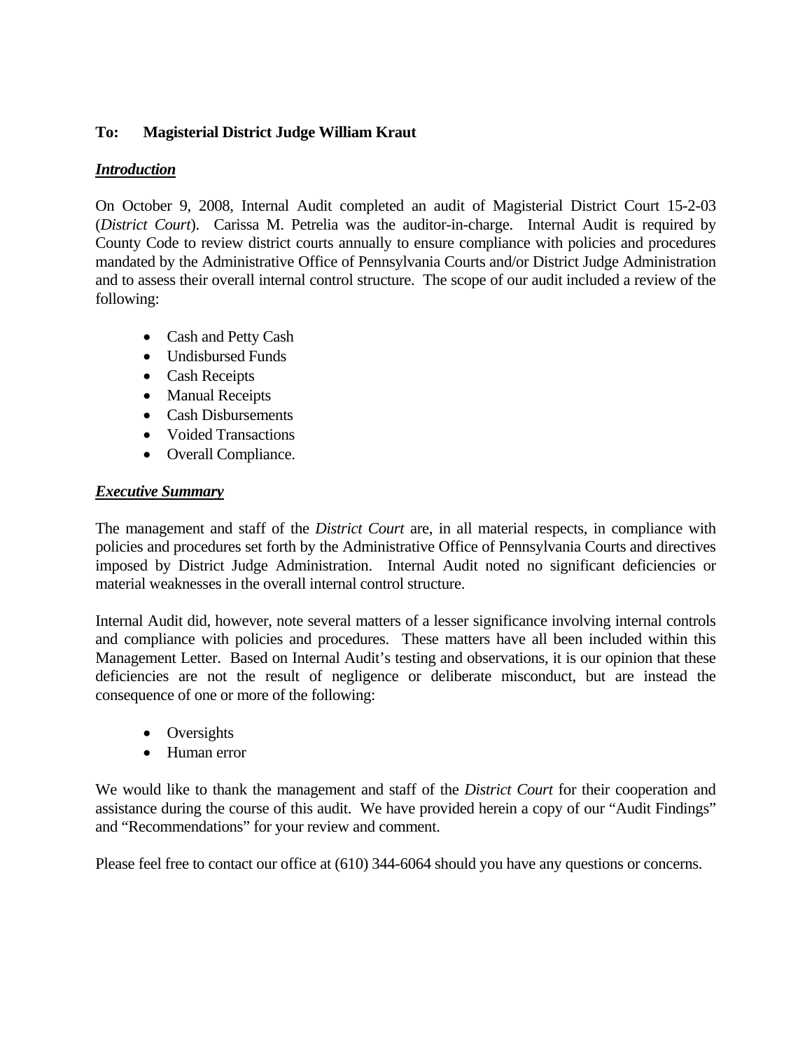**To: Magisterial District Judge William Kraut**

***Introduction***

On October 9, 2008, Internal Audit completed an audit of Magisterial District Court 15-2-03 (*District Court*). Carissa M. Petrelia was the auditor-in-charge. Internal Audit is required by County Code to review district courts annually to ensure compliance with policies and procedures mandated by the Administrative Office of Pennsylvania Courts and/or District Judge Administration and to assess their overall internal control structure. The scope of our audit included a review of the following:

- Cash and Petty Cash
- Undisbursed Funds
- Cash Receipts
- Manual Receipts
- Cash Disbursements
- Voided Transactions
- Overall Compliance.

***Executive Summary***

The management and staff of the *District Court* are, in all material respects, in compliance with policies and procedures set forth by the Administrative Office of Pennsylvania Courts and directives imposed by District Judge Administration. Internal Audit noted no significant deficiencies or material weaknesses in the overall internal control structure.

Internal Audit did, however, note several matters of a lesser significance involving internal controls and compliance with policies and procedures. These matters have all been included within this Management Letter. Based on Internal Audit's testing and observations, it is our opinion that these deficiencies are not the result of negligence or deliberate misconduct, but are instead the consequence of one or more of the following:

- Oversights
- Human error

We would like to thank the management and staff of the *District Court* for their cooperation and assistance during the course of this audit. We have provided herein a copy of our "Audit Findings" and "Recommendations" for your review and comment.

Please feel free to contact our office at (610) 344-6064 should you have any questions or concerns.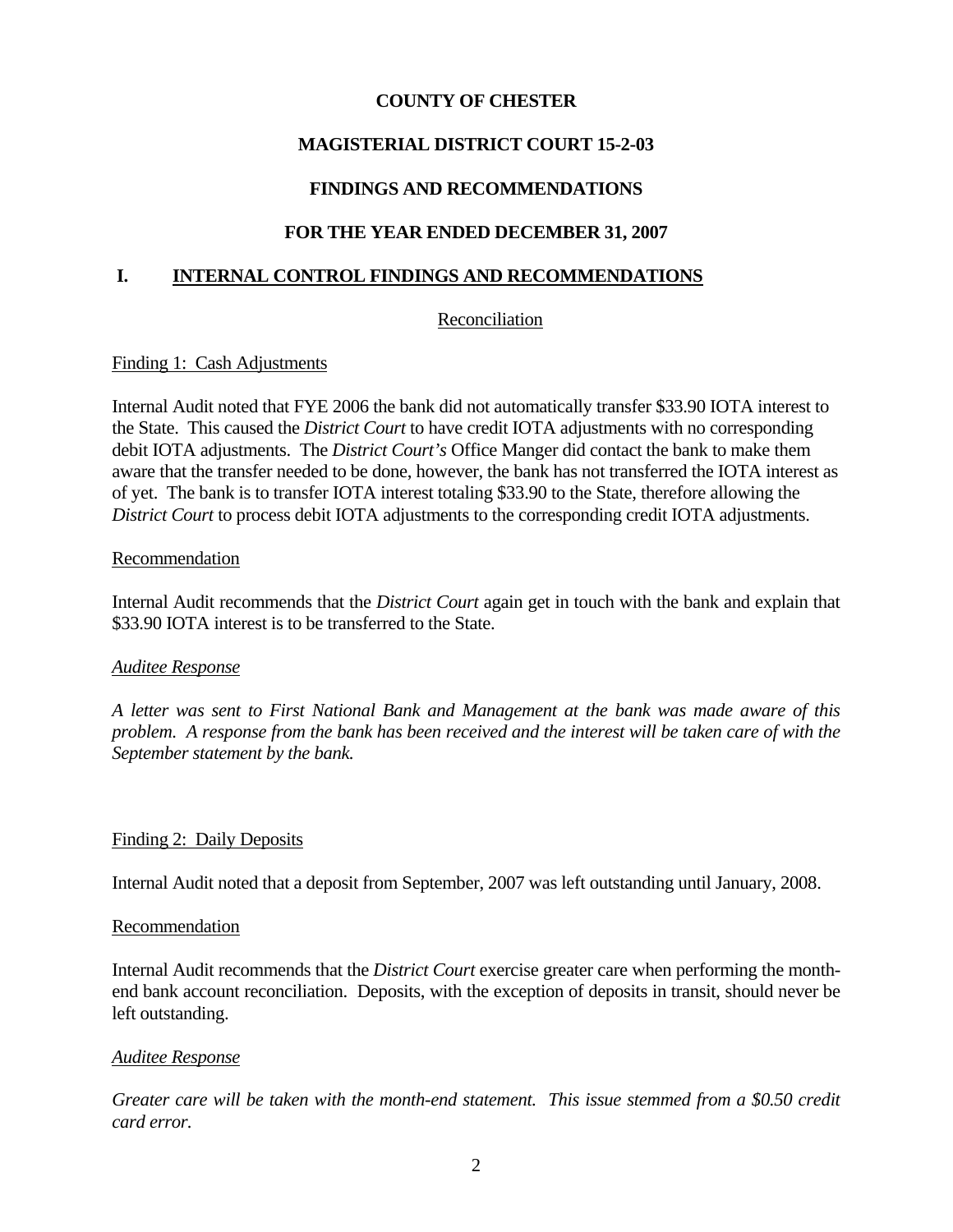# COUNTY OF CHESTER

## MAGISTERIAL DISTRICT COURT 15-2-03

## FINDINGS AND RECOMMENDATIONS

## FOR THE YEAR ENDED DECEMBER 31, 2007

### I. INTERNAL CONTROL FINDINGS AND RECOMMENDATIONS

Reconciliation

Finding 1: Cash Adjustments

Internal Audit noted that FYE 2006 the bank did not automatically transfer $33.90 IOTA interest to the State. This caused the *District Court* to have credit IOTA adjustments with no corresponding debit IOTA adjustments. The *District Court's* Office Manger did contact the bank to make them aware that the transfer needed to be done, however, the bank has not transferred the IOTA interest as of yet. The bank is to transfer IOTA interest totaling $33.90 to the State, therefore allowing the *District Court* to process debit IOTA adjustments to the corresponding credit IOTA adjustments.

Recommendation

Internal Audit recommends that the *District Court* again get in touch with the bank and explain that $33.90 IOTA interest is to be transferred to the State.

*Auditee Response*

*A letter was sent to First National Bank and Management at the bank was made aware of this problem. A response from the bank has been received and the interest will be taken care of with the September statement by the bank.*

Finding 2: Daily Deposits

Internal Audit noted that a deposit from September, 2007 was left outstanding until January, 2008.

Recommendation

Internal Audit recommends that the *District Court* exercise greater care when performing the month-end bank account reconciliation. Deposits, with the exception of deposits in transit, should never be left outstanding.

*Auditee Response*

*Greater care will be taken with the month-end statement. This issue stemmed from a $0.50 credit card error.*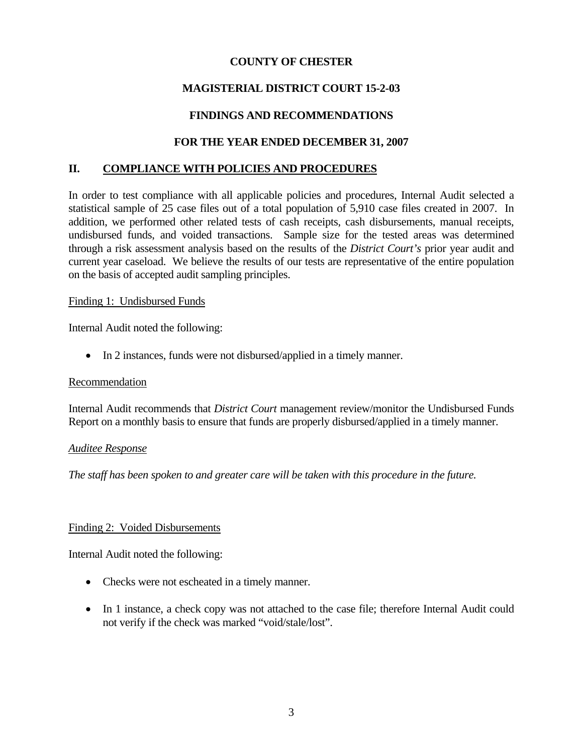**COUNTY OF CHESTER**

**MAGISTERIAL DISTRICT COURT 15-2-03**

**FINDINGS AND RECOMMENDATIONS**

**FOR THE YEAR ENDED DECEMBER 31, 2007**

## II. COMPLIANCE WITH POLICIES AND PROCEDURES

In order to test compliance with all applicable policies and procedures, Internal Audit selected a statistical sample of 25 case files out of a total population of 5,910 case files created in 2007. In addition, we performed other related tests of cash receipts, cash disbursements, manual receipts, undisbursed funds, and voided transactions. Sample size for the tested areas was determined through a risk assessment analysis based on the results of the *District Court's* prior year audit and current year caseload. We believe the results of our tests are representative of the entire population on the basis of accepted audit sampling principles.

<u>Finding 1: Undisbursed Funds</u>

Internal Audit noted the following:

- In 2 instances, funds were not disbursed/applied in a timely manner.

<u>Recommendation</u>

Internal Audit recommends that *District Court* management review/monitor the Undisbursed Funds Report on a monthly basis to ensure that funds are properly disbursed/applied in a timely manner.

<u>*Auditee Response*</u>

*The staff has been spoken to and greater care will be taken with this procedure in the future.*

<u>Finding 2: Voided Disbursements</u>

Internal Audit noted the following:

- Checks were not escheated in a timely manner.
- In 1 instance, a check copy was not attached to the case file; therefore Internal Audit could not verify if the check was marked "void/stale/lost".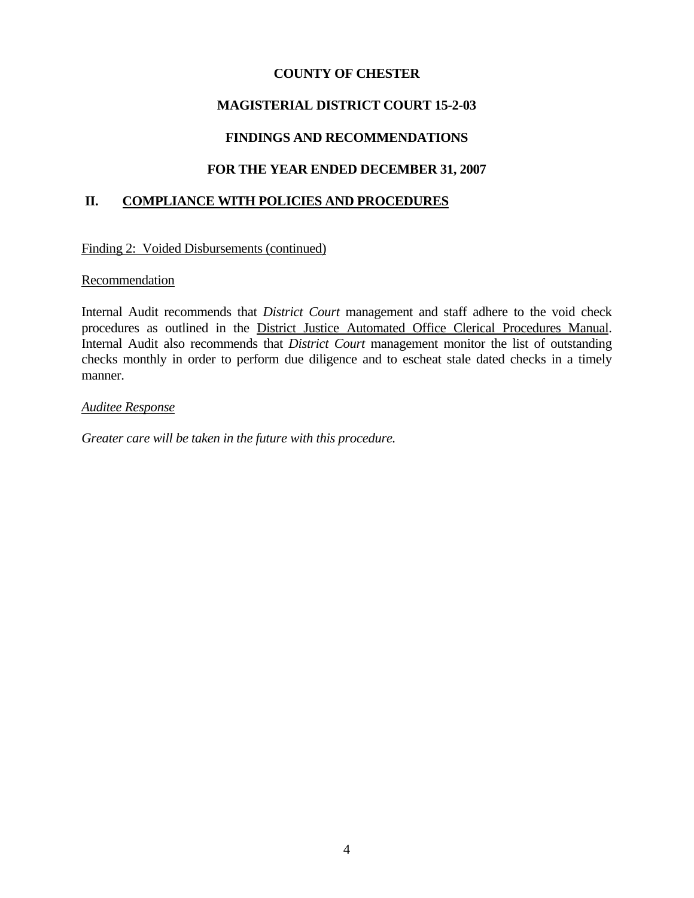**COUNTY OF CHESTER**

**MAGISTERIAL DISTRICT COURT 15-2-03**

**FINDINGS AND RECOMMENDATIONS**

**FOR THE YEAR ENDED DECEMBER 31, 2007**

## II. COMPLIANCE WITH POLICIES AND PROCEDURES

Finding 2: Voided Disbursements (continued)

Recommendation

Internal Audit recommends that *District Court* management and staff adhere to the void check procedures as outlined in the District Justice Automated Office Clerical Procedures Manual. Internal Audit also recommends that *District Court* management monitor the list of outstanding checks monthly in order to perform due diligence and to escheat stale dated checks in a timely manner.

*Auditee Response*

*Greater care will be taken in the future with this procedure.*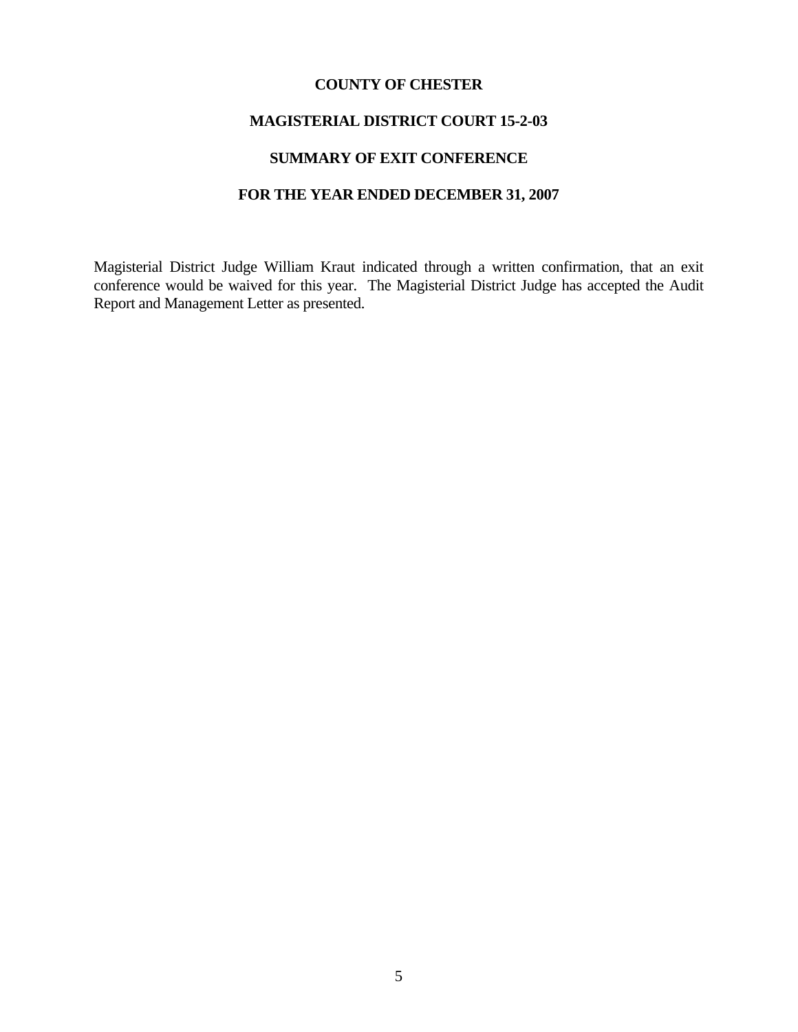**COUNTY OF CHESTER**

**MAGISTERIAL DISTRICT COURT 15-2-03**

**SUMMARY OF EXIT CONFERENCE**

**FOR THE YEAR ENDED DECEMBER 31, 2007**

Magisterial District Judge William Kraut indicated through a written confirmation, that an exit conference would be waived for this year. The Magisterial District Judge has accepted the Audit Report and Management Letter as presented.